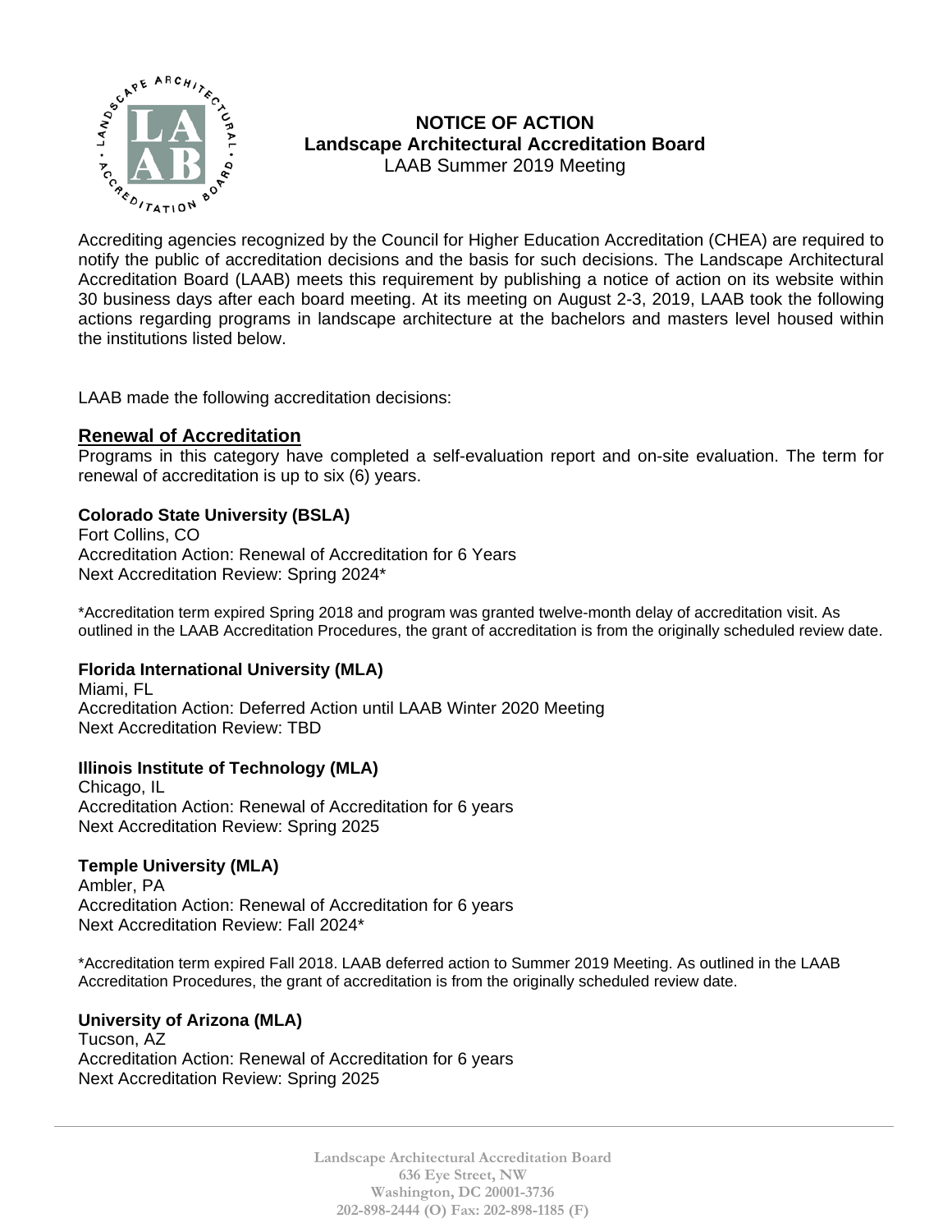# NOTICE OF ACTION
## Landscape Architectural Accreditation Board
LAAB Summer 2019 Meeting

Accrediting agencies recognized by the Council for Higher Education Accreditation (CHEA) are required to notify the public of accreditation decisions and the basis for such decisions. The Landscape Architectural Accreditation Board (LAAB) meets this requirement by publishing a notice of action on its website within 30 business days after each board meeting. At its meeting on August 2-3, 2019, LAAB took the following actions regarding programs in landscape architecture at the bachelors and masters level housed within the institutions listed below.

LAAB made the following accreditation decisions:

## Renewal of Accreditation

Programs in this category have completed a self-evaluation report and on-site evaluation. The term for renewal of accreditation is up to six (6) years.

**Colorado State University (BSLA)**
Fort Collins, CO
Accreditation Action: Renewal of Accreditation for 6 Years
Next Accreditation Review: Spring 2024*

*Accreditation term expired Spring 2018 and program was granted twelve-month delay of accreditation visit. As outlined in the LAAB Accreditation Procedures, the grant of accreditation is from the originally scheduled review date.

**Florida International University (MLA)**
Miami, FL
Accreditation Action: Deferred Action until LAAB Winter 2020 Meeting
Next Accreditation Review: TBD

**Illinois Institute of Technology (MLA)**
Chicago, IL
Accreditation Action: Renewal of Accreditation for 6 years
Next Accreditation Review: Spring 2025

**Temple University (MLA)**
Ambler, PA
Accreditation Action: Renewal of Accreditation for 6 years
Next Accreditation Review: Fall 2024*

*Accreditation term expired Fall 2018. LAAB deferred action to Summer 2019 Meeting. As outlined in the LAAB Accreditation Procedures, the grant of accreditation is from the originally scheduled review date.

**University of Arizona (MLA)**
Tucson, AZ
Accreditation Action: Renewal of Accreditation for 6 years
Next Accreditation Review: Spring 2025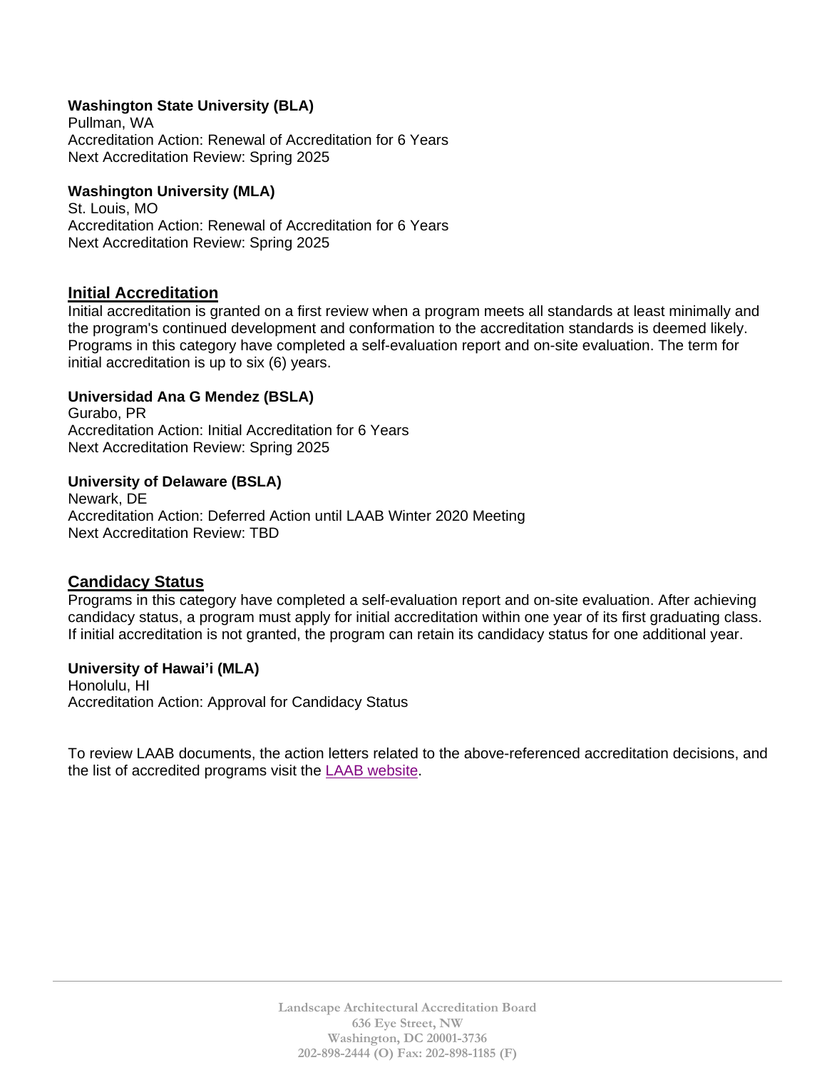**Washington State University (BLA)**
Pullman, WA
Accreditation Action: Renewal of Accreditation for 6 Years
Next Accreditation Review: Spring 2025

**Washington University (MLA)**
St. Louis, MO
Accreditation Action: Renewal of Accreditation for 6 Years
Next Accreditation Review: Spring 2025

## Initial Accreditation

Initial accreditation is granted on a first review when a program meets all standards at least minimally and the program's continued development and conformation to the accreditation standards is deemed likely. Programs in this category have completed a self-evaluation report and on-site evaluation. The term for initial accreditation is up to six (6) years.

**Universidad Ana G Mendez (BSLA)**
Gurabo, PR
Accreditation Action: Initial Accreditation for 6 Years
Next Accreditation Review: Spring 2025

**University of Delaware (BSLA)**
Newark, DE
Accreditation Action: Deferred Action until LAAB Winter 2020 Meeting
Next Accreditation Review: TBD

## Candidacy Status

Programs in this category have completed a self-evaluation report and on-site evaluation. After achieving candidacy status, a program must apply for initial accreditation within one year of its first graduating class. If initial accreditation is not granted, the program can retain its candidacy status for one additional year.

**University of Hawai'i (MLA)**
Honolulu, HI
Accreditation Action: Approval for Candidacy Status

To review LAAB documents, the action letters related to the above-referenced accreditation decisions, and the list of accredited programs visit the LAAB website.

Landscape Architectural Accreditation Board
636 Eye Street, NW
Washington, DC 20001-3736
202-898-2444 (O) Fax: 202-898-1185 (F)